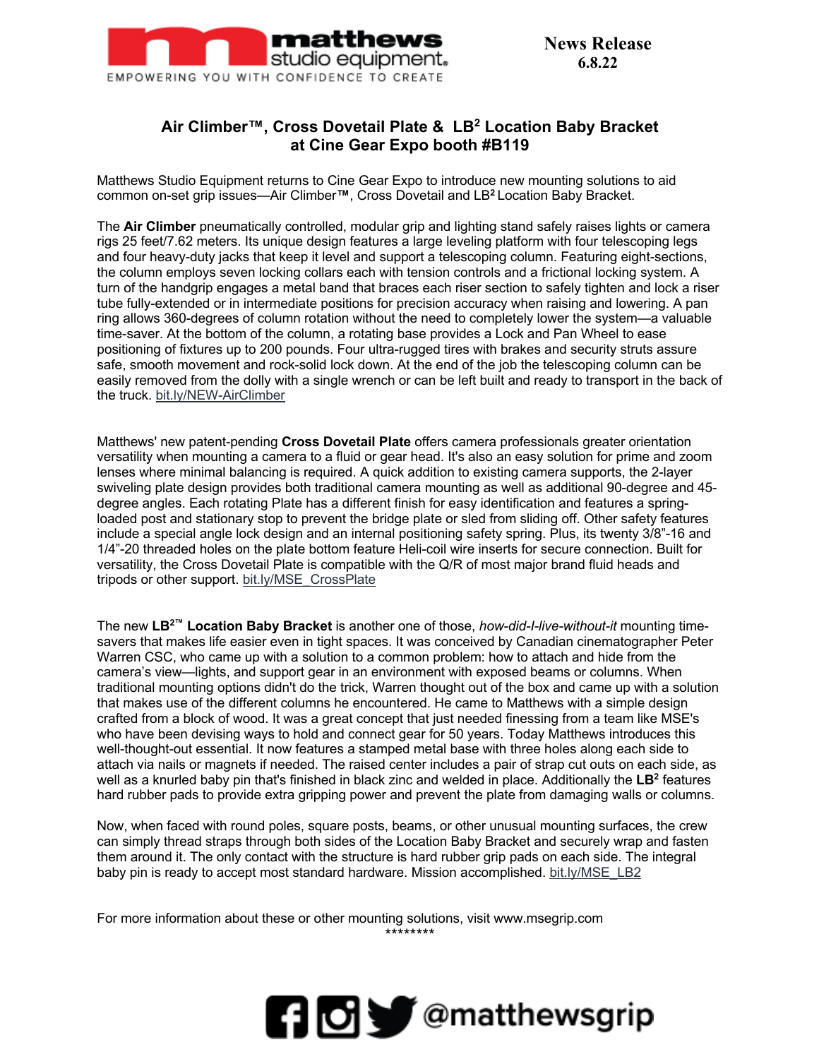matthews studio equipment.
EMPOWERING YOU WITH CONFIDENCE TO CREATE

**News Release**
**6.8.22**

## Air Climber™, Cross Dovetail Plate & LB$^2$ Location Baby Bracket at Cine Gear Expo booth #B119

Matthews Studio Equipment returns to Cine Gear Expo to introduce new mounting solutions to aid common on-set grip issues—Air Climber™, Cross Dovetail and LB$^2$ Location Baby Bracket.

The **Air Climber** pneumatically controlled, modular grip and lighting stand safely raises lights or camera rigs 25 feet/7.62 meters. Its unique design features a large leveling platform with four telescoping legs and four heavy-duty jacks that keep it level and support a telescoping column. Featuring eight-sections, the column employs seven locking collars each with tension controls and a frictional locking system. A turn of the handgrip engages a metal band that braces each riser section to safely tighten and lock a riser tube fully-extended or in intermediate positions for precision accuracy when raising and lowering. A pan ring allows 360-degrees of column rotation without the need to completely lower the system—a valuable time-saver. At the bottom of the column, a rotating base provides a Lock and Pan Wheel to ease positioning of fixtures up to 200 pounds. Four ultra-rugged tires with brakes and security struts assure safe, smooth movement and rock-solid lock down. At the end of the job the telescoping column can be easily removed from the dolly with a single wrench or can be left built and ready to transport in the back of the truck. bit.ly/NEW-AirClimber

Matthews' new patent-pending **Cross Dovetail Plate** offers camera professionals greater orientation versatility when mounting a camera to a fluid or gear head. It's also an easy solution for prime and zoom lenses where minimal balancing is required. A quick addition to existing camera supports, the 2-layer swiveling plate design provides both traditional camera mounting as well as additional 90-degree and 45-degree angles. Each rotating Plate has a different finish for easy identification and features a spring-loaded post and stationary stop to prevent the bridge plate or sled from sliding off. Other safety features include a special angle lock design and an internal positioning safety spring. Plus, its twenty 3/8"-16 and 1/4"-20 threaded holes on the plate bottom feature Heli-coil wire inserts for secure connection. Built for versatility, the Cross Dovetail Plate is compatible with the Q/R of most major brand fluid heads and tripods or other support. bit.ly/MSE_CrossPlate

The new **LB$^{2™}$ Location Baby Bracket** is another one of those, *how-did-I-live-without-it* mounting time-savers that makes life easier even in tight spaces. It was conceived by Canadian cinematographer Peter Warren CSC, who came up with a solution to a common problem: how to attach and hide from the camera's view—lights, and support gear in an environment with exposed beams or columns. When traditional mounting options didn't do the trick, Warren thought out of the box and came up with a solution that makes use of the different columns he encountered. He came to Matthews with a simple design crafted from a block of wood. It was a great concept that just needed finessing from a team like MSE's who have been devising ways to hold and connect gear for 50 years. Today Matthews introduces this well-thought-out essential. It now features a stamped metal base with three holes along each side to attach via nails or magnets if needed. The raised center includes a pair of strap cut outs on each side, as well as a knurled baby pin that's finished in black zinc and welded in place. Additionally the **LB$^2$** features hard rubber pads to provide extra gripping power and prevent the plate from damaging walls or columns.

Now, when faced with round poles, square posts, beams, or other unusual mounting surfaces, the crew can simply thread straps through both sides of the Location Baby Bracket and securely wrap and fasten them around it. The only contact with the structure is hard rubber grip pads on each side. The integral baby pin is ready to accept most standard hardware. Mission accomplished. bit.ly/MSE_LB2

For more information about these or other mounting solutions, visit www.msegrip.com

********

@matthewsgrip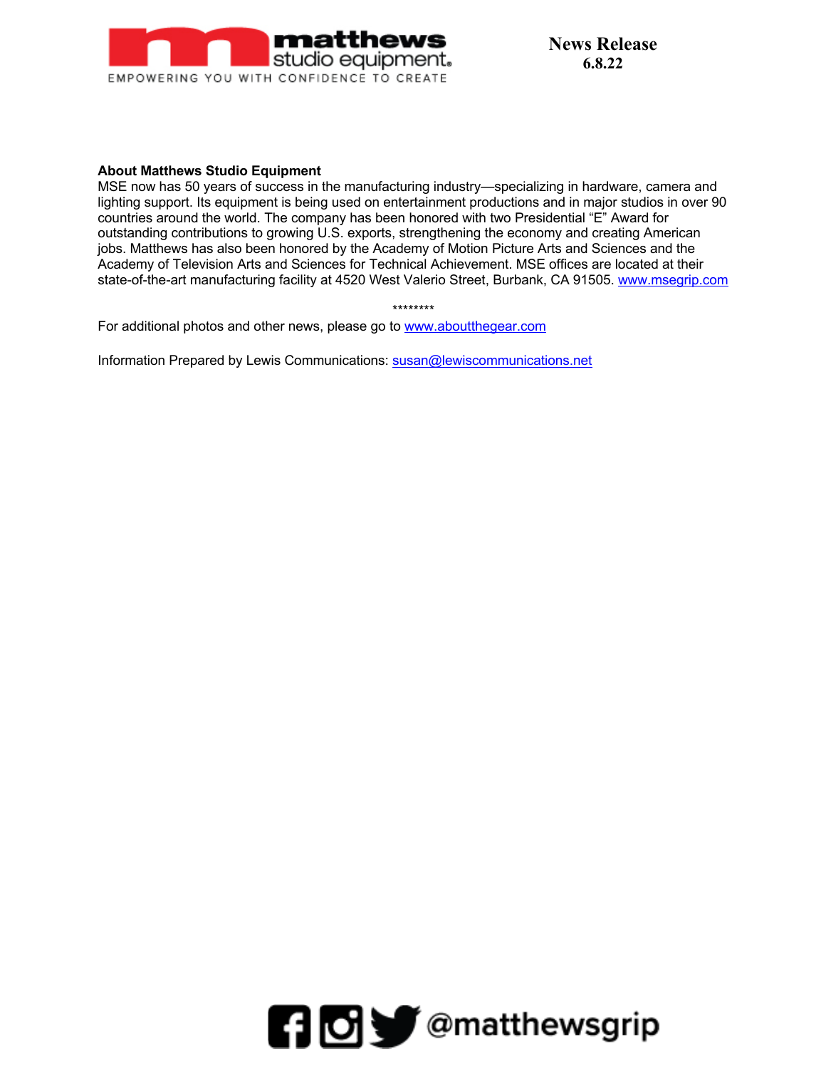**News Release**
**6.8.22**

**About Matthews Studio Equipment**
MSE now has 50 years of success in the manufacturing industry—specializing in hardware, camera and lighting support. Its equipment is being used on entertainment productions and in major studios in over 90 countries around the world. The company has been honored with two Presidential "E" Award for outstanding contributions to growing U.S. exports, strengthening the economy and creating American jobs. Matthews has also been honored by the Academy of Motion Picture Arts and Sciences and the Academy of Television Arts and Sciences for Technical Achievement. MSE offices are located at their state-of-the-art manufacturing facility at 4520 West Valerio Street, Burbank, CA 91505. www.msegrip.com

********

For additional photos and other news, please go to www.aboutthegear.com

Information Prepared by Lewis Communications: susan@lewiscommunications.net

@matthewsgrip